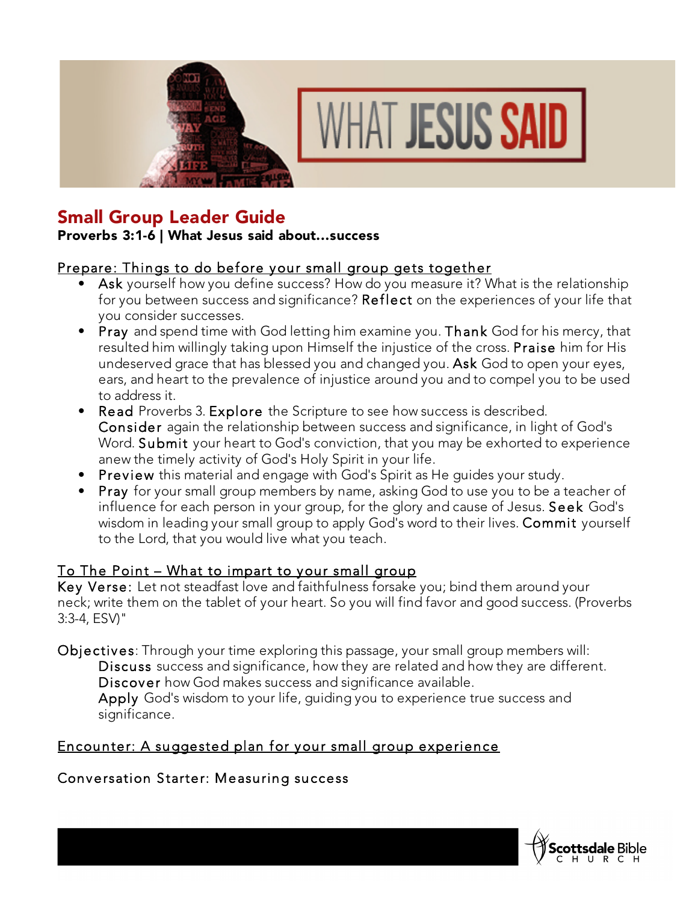# Small Group Leader Guide

**Proverbs 3:1-6 | What Jesus said about…success**

Prepare: Things to do before your small group gets together

- Ask yourself how you define success? How do you measure it? What is the relationship for you between success and significance? Reflect on the experiences of your life that you consider successes.
- Pray and spend time with God letting him examine you. Thank God for his mercy, that resulted him willingly taking upon Himself the injustice of the cross. Praise him for His undeserved grace that has blessed you and changed you. Ask God to open your eyes, ears, and heart to the prevalence of injustice around you and to compel you to be used to address it.
- Read Proverbs 3. Explore the Scripture to see how success is described. Consider again the relationship between success and significance, in light of God's Word. Submit your heart to God's conviction, that you may be exhorted to experience anew the timely activity of God's Holy Spirit in your life.
- Preview this material and engage with God's Spirit as He guides your study.
- Pray for your small group members by name, asking God to use you to be a teacher of influence for each person in your group, for the glory and cause of Jesus. Seek God's wisdom in leading your small group to apply God's word to their lives. Commit yourself to the Lord, that you would live what you teach.

To The Point – What to impart to your small group

Key Verse: Let not steadfast love and faithfulness forsake you; bind them around your neck; write them on the tablet of your heart. So you will find favor and good success. (Proverbs 3:3-4, ESV)"

Objectives: Through your time exploring this passage, your small group members will:

Discuss success and significance, how they are related and how they are different.
Discover how God makes success and significance available.
Apply God's wisdom to your life, guiding you to experience true success and significance.

Encounter: A suggested plan for your small group experience

Conversation Starter: Measuring success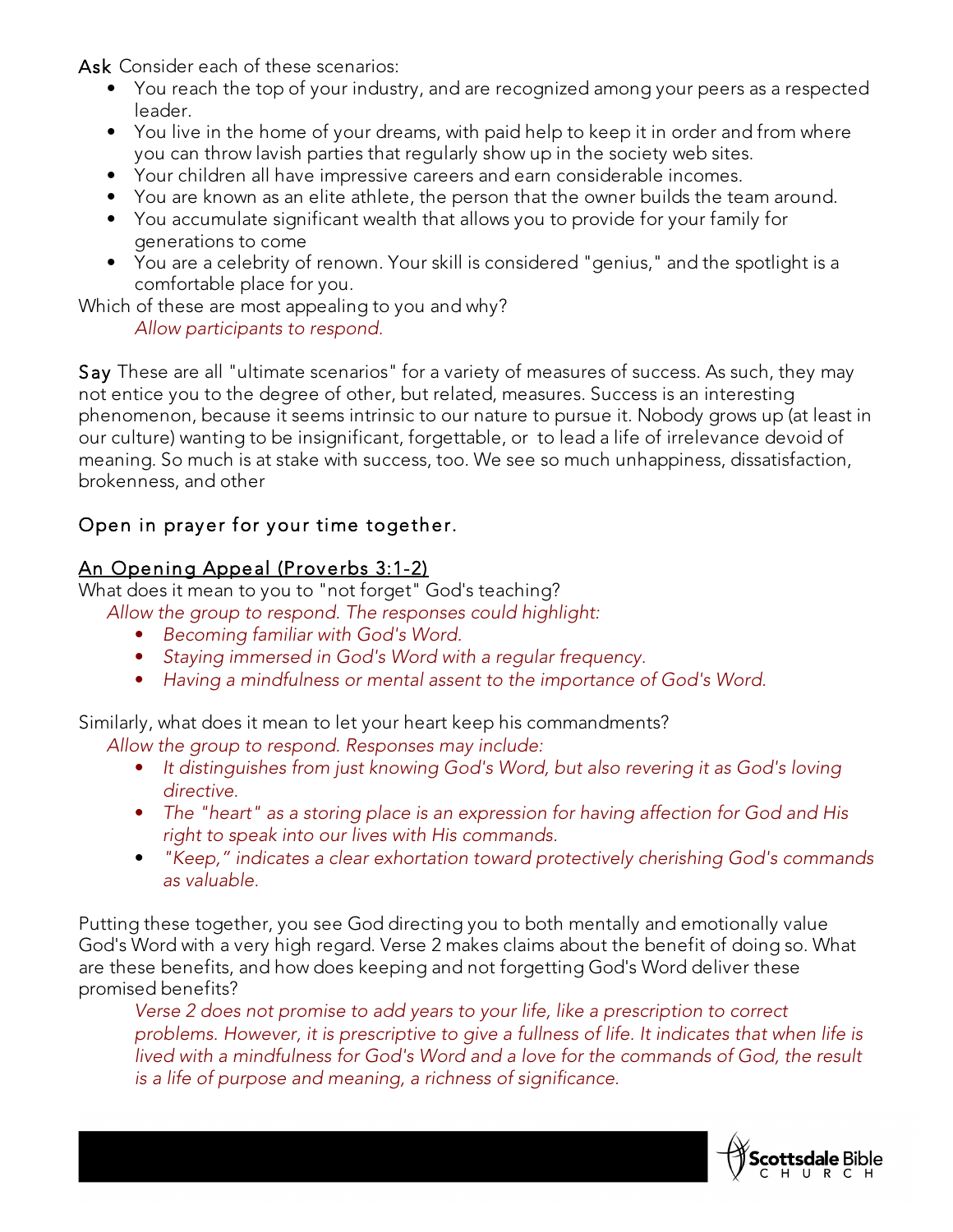**Ask** Consider each of these scenarios:

- You reach the top of your industry, and are recognized among your peers as a respected leader.
- You live in the home of your dreams, with paid help to keep it in order and from where you can throw lavish parties that regularly show up in the society web sites.
- Your children all have impressive careers and earn considerable incomes.
- You are known as an elite athlete, the person that the owner builds the team around.
- You accumulate significant wealth that allows you to provide for your family for generations to come
- You are a celebrity of renown. Your skill is considered "genius," and the spotlight is a comfortable place for you.

Which of these are most appealing to you and why?

*Allow participants to respond.*

**Say** These are all "ultimate scenarios" for a variety of measures of success. As such, they may not entice you to the degree of other, but related, measures. Success is an interesting phenomenon, because it seems intrinsic to our nature to pursue it. Nobody grows up (at least in our culture) wanting to be insignificant, forgettable, or to lead a life of irrelevance devoid of meaning. So much is at stake with success, too. We see so much unhappiness, dissatisfaction, brokenness, and other

**Open in prayer for your time together.**

## An Opening Appeal (Proverbs 3:1-2)

What does it mean to you to "not forget" God's teaching?

*Allow the group to respond. The responses could highlight:*

- *Becoming familiar with God's Word.*
- *Staying immersed in God's Word with a regular frequency.*
- *Having a mindfulness or mental assent to the importance of God's Word.*

Similarly, what does it mean to let your heart keep his commandments?

*Allow the group to respond. Responses may include:*

- *It distinguishes from just knowing God's Word, but also revering it as God's loving directive.*
- *The "heart" as a storing place is an expression for having affection for God and His right to speak into our lives with His commands.*
- *"Keep," indicates a clear exhortation toward protectively cherishing God's commands as valuable.*

Putting these together, you see God directing you to both mentally and emotionally value God's Word with a very high regard. Verse 2 makes claims about the benefit of doing so. What are these benefits, and how does keeping and not forgetting God's Word deliver these promised benefits?

*Verse 2 does not promise to add years to your life, like a prescription to correct problems. However, it is prescriptive to give a fullness of life. It indicates that when life is lived with a mindfulness for God's Word and a love for the commands of God, the result is a life of purpose and meaning, a richness of significance.*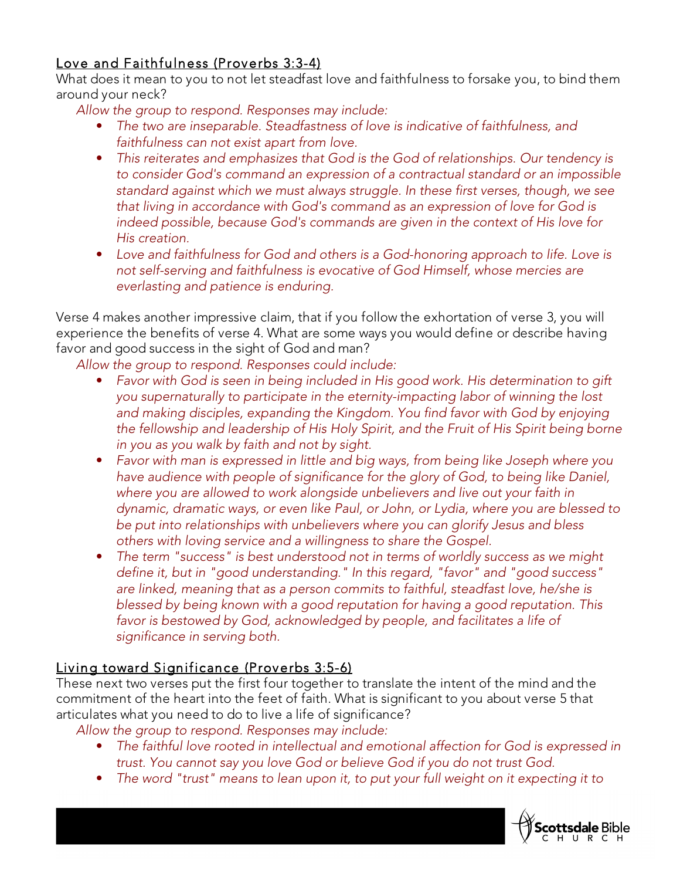## Love and Faithfulness (Proverbs 3:3-4)

What does it mean to you to not let steadfast love and faithfulness to forsake you, to bind them around your neck?

*Allow the group to respond. Responses may include:*

- *The two are inseparable. Steadfastness of love is indicative of faithfulness, and faithfulness can not exist apart from love.*
- *This reiterates and emphasizes that God is the God of relationships. Our tendency is to consider God's command an expression of a contractual standard or an impossible standard against which we must always struggle. In these first verses, though, we see that living in accordance with God's command as an expression of love for God is indeed possible, because God's commands are given in the context of His love for His creation.*
- *Love and faithfulness for God and others is a God-honoring approach to life. Love is not self-serving and faithfulness is evocative of God Himself, whose mercies are everlasting and patience is enduring.*

Verse 4 makes another impressive claim, that if you follow the exhortation of verse 3, you will experience the benefits of verse 4. What are some ways you would define or describe having favor and good success in the sight of God and man?

*Allow the group to respond. Responses could include:*

- *Favor with God is seen in being included in His good work. His determination to gift you supernaturally to participate in the eternity-impacting labor of winning the lost and making disciples, expanding the Kingdom. You find favor with God by enjoying the fellowship and leadership of His Holy Spirit, and the Fruit of His Spirit being borne in you as you walk by faith and not by sight.*
- *Favor with man is expressed in little and big ways, from being like Joseph where you have audience with people of significance for the glory of God, to being like Daniel, where you are allowed to work alongside unbelievers and live out your faith in dynamic, dramatic ways, or even like Paul, or John, or Lydia, where you are blessed to be put into relationships with unbelievers where you can glorify Jesus and bless others with loving service and a willingness to share the Gospel.*
- *The term "success" is best understood not in terms of worldly success as we might define it, but in "good understanding." In this regard, "favor" and "good success" are linked, meaning that as a person commits to faithful, steadfast love, he/she is blessed by being known with a good reputation for having a good reputation. This favor is bestowed by God, acknowledged by people, and facilitates a life of significance in serving both.*

## Living toward Significance (Proverbs 3:5-6)

These next two verses put the first four together to translate the intent of the mind and the commitment of the heart into the feet of faith. What is significant to you about verse 5 that articulates what you need to do to live a life of significance?

*Allow the group to respond. Responses may include:*

- *The faithful love rooted in intellectual and emotional affection for God is expressed in trust. You cannot say you love God or believe God if you do not trust God.*
- *The word "trust" means to lean upon it, to put your full weight on it expecting it to*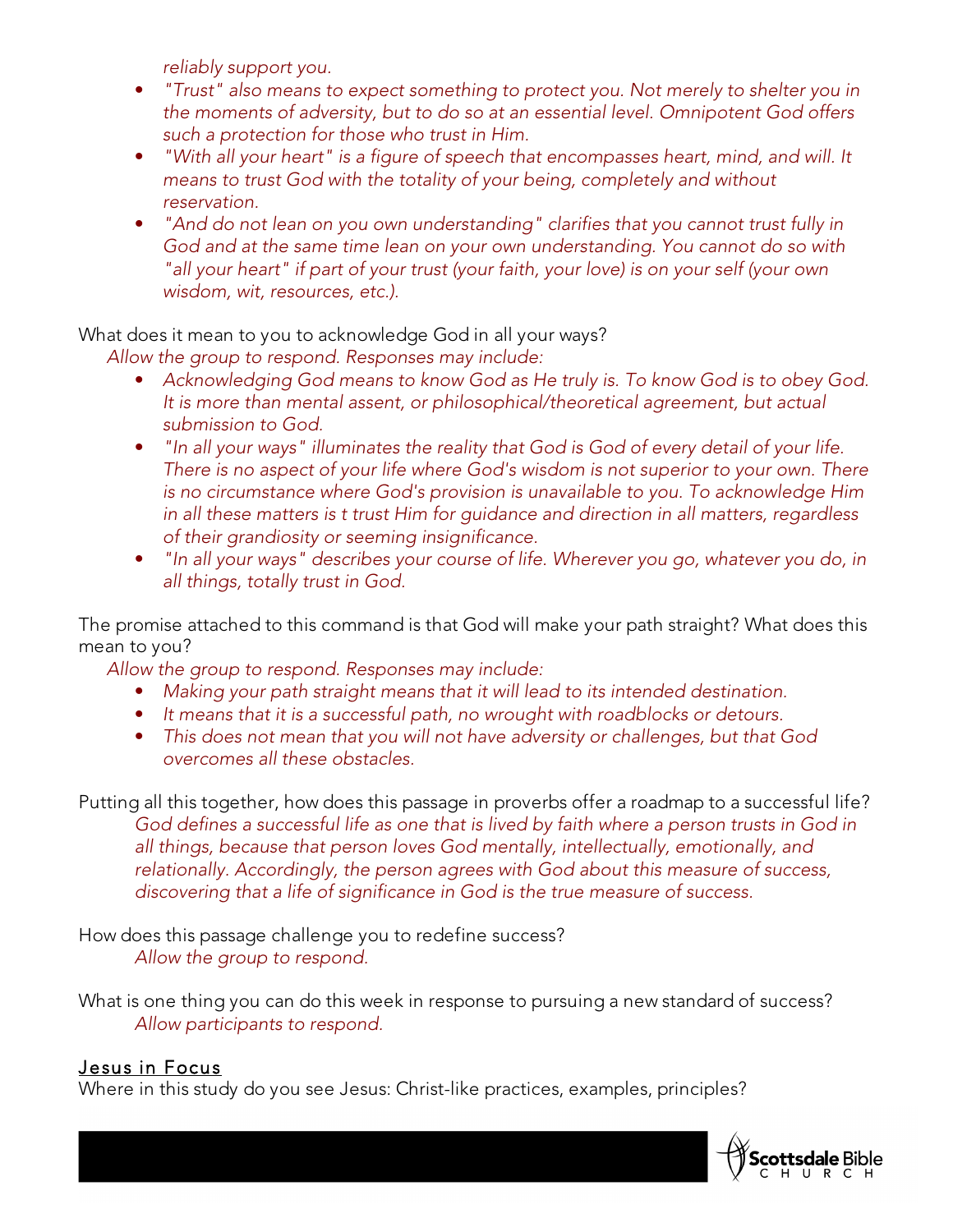*reliably support you.*

- *"Trust" also means to expect something to protect you. Not merely to shelter you in the moments of adversity, but to do so at an essential level. Omnipotent God offers such a protection for those who trust in Him.*
- *"With all your heart" is a figure of speech that encompasses heart, mind, and will. It means to trust God with the totality of your being, completely and without reservation.*
- *"And do not lean on you own understanding" clarifies that you cannot trust fully in God and at the same time lean on your own understanding. You cannot do so with "all your heart" if part of your trust (your faith, your love) is on your self (your own wisdom, wit, resources, etc.).*

What does it mean to you to acknowledge God in all your ways?

*Allow the group to respond. Responses may include:*

- *Acknowledging God means to know God as He truly is. To know God is to obey God. It is more than mental assent, or philosophical/theoretical agreement, but actual submission to God.*
- *"In all your ways" illuminates the reality that God is God of every detail of your life. There is no aspect of your life where God's wisdom is not superior to your own. There is no circumstance where God's provision is unavailable to you. To acknowledge Him in all these matters is t trust Him for guidance and direction in all matters, regardless of their grandiosity or seeming insignificance.*
- *"In all your ways" describes your course of life. Wherever you go, whatever you do, in all things, totally trust in God.*

The promise attached to this command is that God will make your path straight? What does this mean to you?

*Allow the group to respond. Responses may include:*

- *Making your path straight means that it will lead to its intended destination.*
- *It means that it is a successful path, no wrought with roadblocks or detours.*
- *This does not mean that you will not have adversity or challenges, but that God overcomes all these obstacles.*

Putting all this together, how does this passage in proverbs offer a roadmap to a successful life?

*God defines a successful life as one that is lived by faith where a person trusts in God in all things, because that person loves God mentally, intellectually, emotionally, and relationally. Accordingly, the person agrees with God about this measure of success, discovering that a life of significance in God is the true measure of success.*

How does this passage challenge you to redefine success?

*Allow the group to respond.*

What is one thing you can do this week in response to pursuing a new standard of success?

*Allow participants to respond.*

## Jesus in Focus

Where in this study do you see Jesus: Christ-like practices, examples, principles?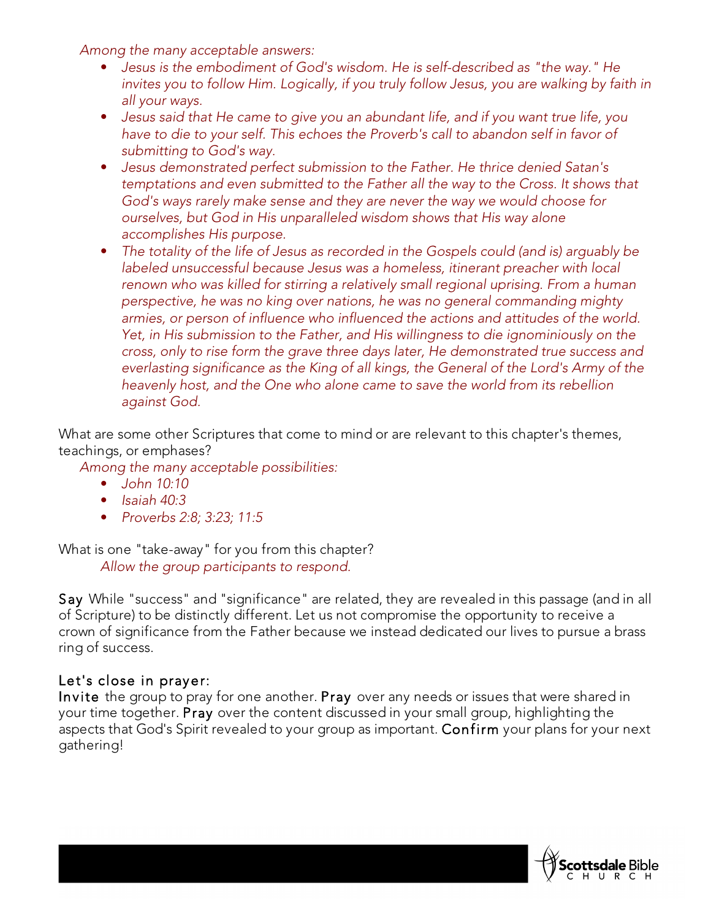*Among the many acceptable answers:*

- *Jesus is the embodiment of God's wisdom. He is self-described as "the way." He invites you to follow Him. Logically, if you truly follow Jesus, you are walking by faith in all your ways.*
- *Jesus said that He came to give you an abundant life, and if you want true life, you have to die to your self. This echoes the Proverb's call to abandon self in favor of submitting to God's way.*
- *Jesus demonstrated perfect submission to the Father. He thrice denied Satan's temptations and even submitted to the Father all the way to the Cross. It shows that God's ways rarely make sense and they are never the way we would choose for ourselves, but God in His unparalleled wisdom shows that His way alone accomplishes His purpose.*
- *The totality of the life of Jesus as recorded in the Gospels could (and is) arguably be labeled unsuccessful because Jesus was a homeless, itinerant preacher with local renown who was killed for stirring a relatively small regional uprising. From a human perspective, he was no king over nations, he was no general commanding mighty armies, or person of influence who influenced the actions and attitudes of the world. Yet, in His submission to the Father, and His willingness to die ignominiously on the cross, only to rise form the grave three days later, He demonstrated true success and everlasting significance as the King of all kings, the General of the Lord's Army of the heavenly host, and the One who alone came to save the world from its rebellion against God.*

What are some other Scriptures that come to mind or are relevant to this chapter's themes, teachings, or emphases?

*Among the many acceptable possibilities:*

- *John 10:10*
- *Isaiah 40:3*
- *Proverbs 2:8; 3:23; 11:5*

What is one "take-away" for you from this chapter?

*Allow the group participants to respond.*

**Say** While "success" and "significance" are related, they are revealed in this passage (and in all of Scripture) to be distinctly different. Let us not compromise the opportunity to receive a crown of significance from the Father because we instead dedicated our lives to pursue a brass ring of success.

### Let's close in prayer:

**Invite** the group to pray for one another. **Pray** over any needs or issues that were shared in your time together. **Pray** over the content discussed in your small group, highlighting the aspects that God's Spirit revealed to your group as important. **Confirm** your plans for your next gathering!